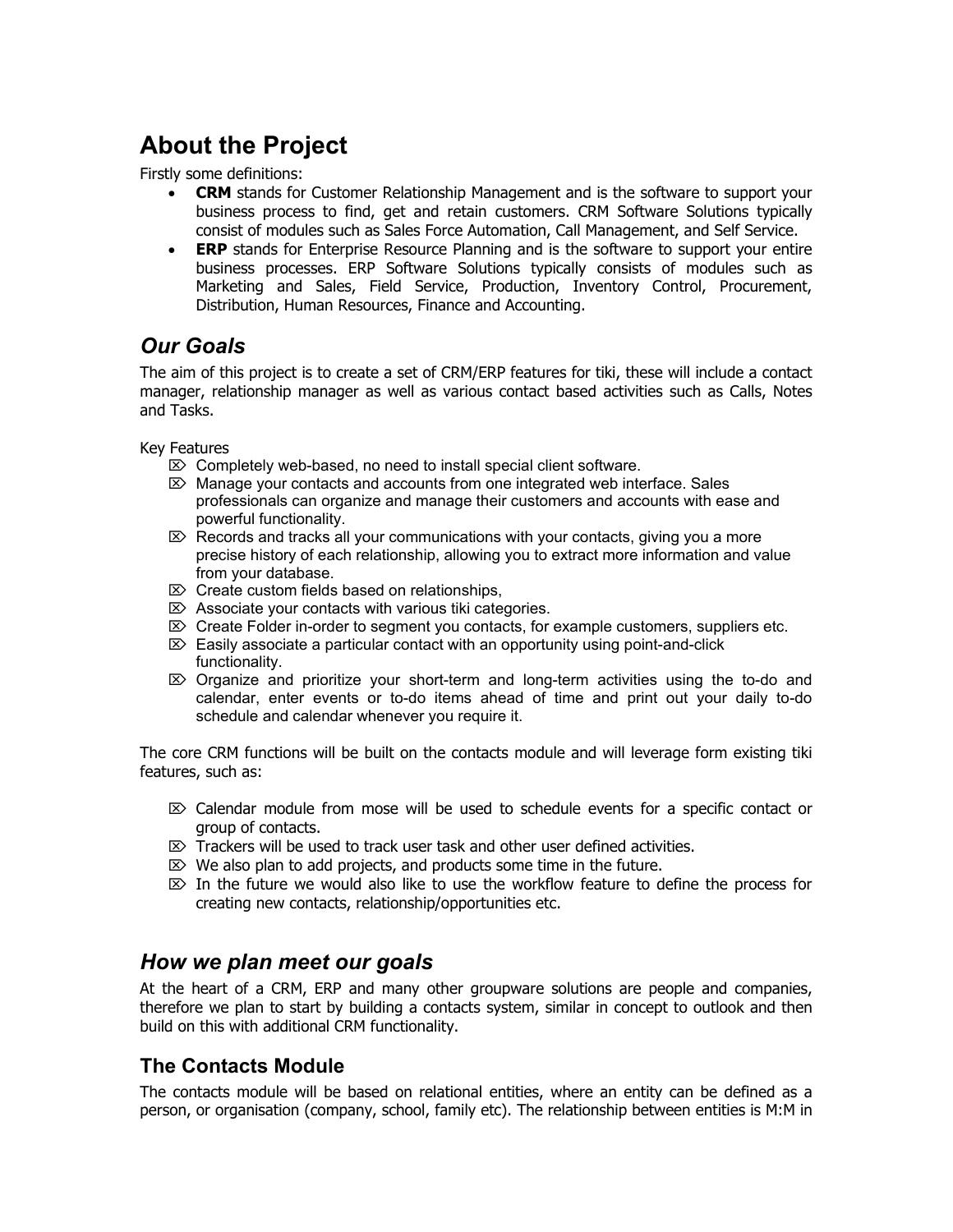# About the Project

Firstly some definitions:

- **CRM** stands for Customer Relationship Management and is the software to support your business process to find, get and retain customers. CRM Software Solutions typically consist of modules such as Sales Force Automation, Call Management, and Self Service.
- **ERP** stands for Enterprise Resource Planning and is the software to support your entire business processes. ERP Software Solutions typically consists of modules such as Marketing and Sales, Field Service, Production, Inventory Control, Procurement, Distribution, Human Resources, Finance and Accounting.

## *Our Goals*

The aim of this project is to create a set of CRM/ERP features for tiki, these will include a contact manager, relationship manager as well as various contact based activities such as Calls, Notes and Tasks.

Key Features

- Completely web-based, no need to install special client software.
- Manage your contacts and accounts from one integrated web interface. Sales professionals can organize and manage their customers and accounts with ease and powerful functionality.
- Records and tracks all your communications with your contacts, giving you a more precise history of each relationship, allowing you to extract more information and value from your database.
- Create custom fields based on relationships,
- Associate your contacts with various tiki categories.
- Create Folder in-order to segment you contacts, for example customers, suppliers etc.
- Easily associate a particular contact with an opportunity using point-and-click functionality.
- Organize and prioritize your short-term and long-term activities using the to-do and calendar, enter events or to-do items ahead of time and print out your daily to-do schedule and calendar whenever you require it.

The core CRM functions will be built on the contacts module and will leverage form existing tiki features, such as:

- Calendar module from mose will be used to schedule events for a specific contact or group of contacts.
- Trackers will be used to track user task and other user defined activities.
- We also plan to add projects, and products some time in the future.
- In the future we would also like to use the workflow feature to define the process for creating new contacts, relationship/opportunities etc.

## *How we plan meet our goals*

At the heart of a CRM, ERP and many other groupware solutions are people and companies, therefore we plan to start by building a contacts system, similar in concept to outlook and then build on this with additional CRM functionality.

### The Contacts Module

The contacts module will be based on relational entities, where an entity can be defined as a person, or organisation (company, school, family etc). The relationship between entities is M:M in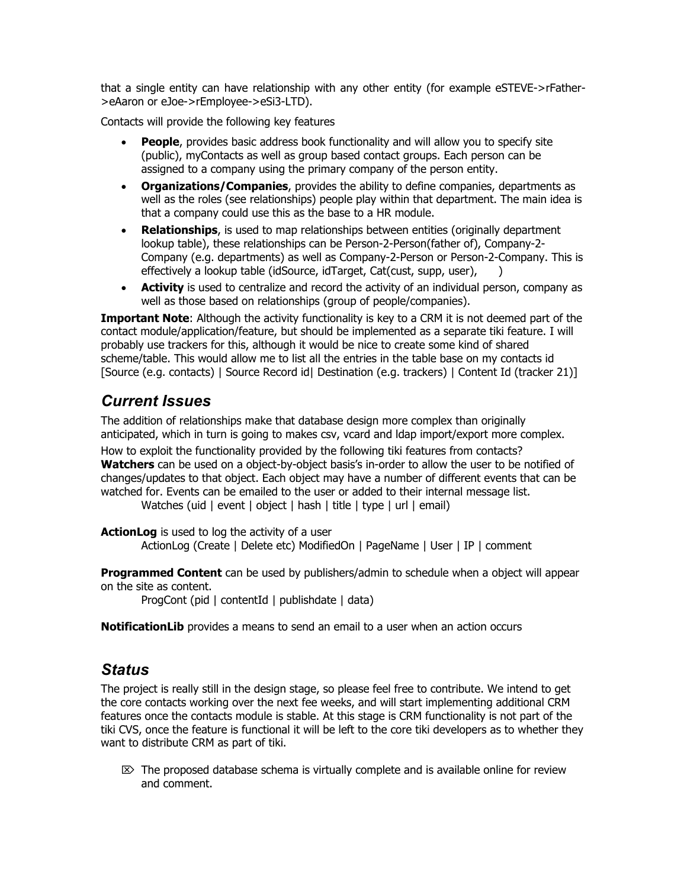that a single entity can have relationship with any other entity (for example eSTEVE->rFather->eAaron or eJoe->rEmployee->eSi3-LTD).

Contacts will provide the following key features

- **People**, provides basic address book functionality and will allow you to specify site (public), myContacts as well as group based contact groups. Each person can be assigned to a company using the primary company of the person entity.
- **Organizations/Companies**, provides the ability to define companies, departments as well as the roles (see relationships) people play within that department. The main idea is that a company could use this as the base to a HR module.
- **Relationships**, is used to map relationships between entities (originally department lookup table), these relationships can be Person-2-Person(father of), Company-2-Company (e.g. departments) as well as Company-2-Person or Person-2-Company. This is effectively a lookup table (idSource, idTarget, Cat(cust, supp, user), )
- **Activity** is used to centralize and record the activity of an individual person, company as well as those based on relationships (group of people/companies).

**Important Note**: Although the activity functionality is key to a CRM it is not deemed part of the contact module/application/feature, but should be implemented as a separate tiki feature. I will probably use trackers for this, although it would be nice to create some kind of shared scheme/table. This would allow me to list all the entries in the table base on my contacts id [Source (e.g. contacts) | Source Record id| Destination (e.g. trackers) | Content Id (tracker 21)]

## *Current Issues*

The addition of relationships make that database design more complex than originally anticipated, which in turn is going to makes csv, vcard and ldap import/export more complex.

How to exploit the functionality provided by the following tiki features from contacts?

**Watchers** can be used on a object-by-object basis's in-order to allow the user to be notified of changes/updates to that object. Each object may have a number of different events that can be watched for. Events can be emailed to the user or added to their internal message list.

Watches (uid | event | object | hash | title | type | url | email)

**ActionLog** is used to log the activity of a user

ActionLog (Create | Delete etc) ModifiedOn | PageName | User | IP | comment

**Programmed Content** can be used by publishers/admin to schedule when a object will appear on the site as content.

ProgCont (pid | contentId | publishdate | data)

**NotificationLib** provides a means to send an email to a user when an action occurs

## *Status*

The project is really still in the design stage, so please feel free to contribute. We intend to get the core contacts working over the next fee weeks, and will start implementing additional CRM features once the contacts module is stable. At this stage is CRM functionality is not part of the tiki CVS, once the feature is functional it will be left to the core tiki developers as to whether they want to distribute CRM as part of tiki.

- ⌦ The proposed database schema is virtually complete and is available online for review and comment.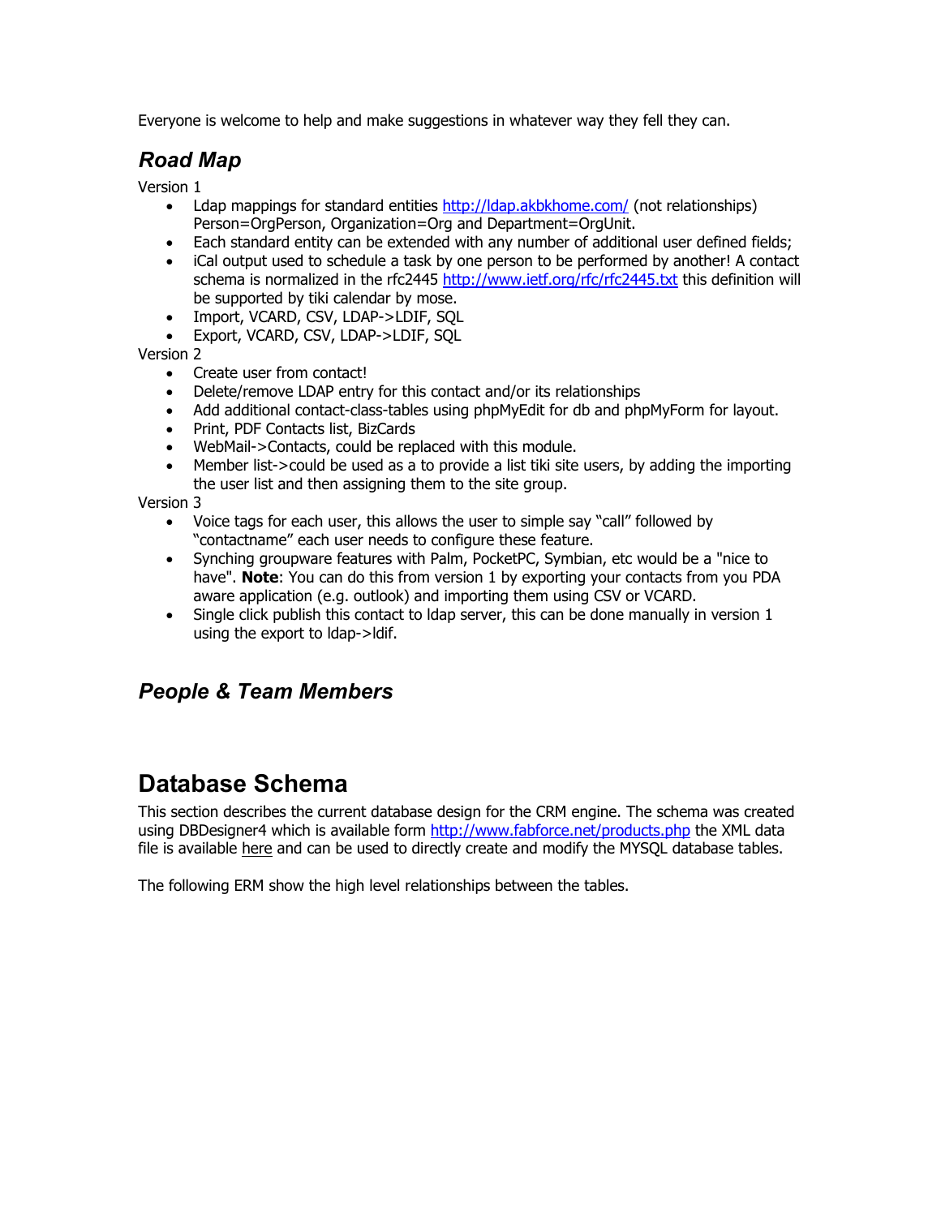Everyone is welcome to help and make suggestions in whatever way they fell they can.

### *Road Map*

Version 1

- Ldap mappings for standard entities http://ldap.akbkhome.com/ (not relationships) Person=OrgPerson, Organization=Org and Department=OrgUnit.
- Each standard entity can be extended with any number of additional user defined fields;
- iCal output used to schedule a task by one person to be performed by another! A contact schema is normalized in the rfc2445 http://www.ietf.org/rfc/rfc2445.txt this definition will be supported by tiki calendar by mose.
- Import, VCARD, CSV, LDAP->LDIF, SQL
- Export, VCARD, CSV, LDAP->LDIF, SQL

Version 2

- Create user from contact!
- Delete/remove LDAP entry for this contact and/or its relationships
- Add additional contact-class-tables using phpMyEdit for db and phpMyForm for layout.
- Print, PDF Contacts list, BizCards
- WebMail->Contacts, could be replaced with this module.
- Member list->could be used as a to provide a list tiki site users, by adding the importing the user list and then assigning them to the site group.

Version 3

- Voice tags for each user, this allows the user to simple say “call” followed by “contactname” each user needs to configure these feature.
- Synching groupware features with Palm, PocketPC, Symbian, etc would be a "nice to have". **Note**: You can do this from version 1 by exporting your contacts from you PDA aware application (e.g. outlook) and importing them using CSV or VCARD.
- Single click publish this contact to ldap server, this can be done manually in version 1 using the export to ldap->ldif.

### *People & Team Members*

## Database Schema

This section describes the current database design for the CRM engine. The schema was created using DBDesigner4 which is available form http://www.fabforce.net/products.php the XML data file is available here and can be used to directly create and modify the MYSQL database tables.

The following ERM show the high level relationships between the tables.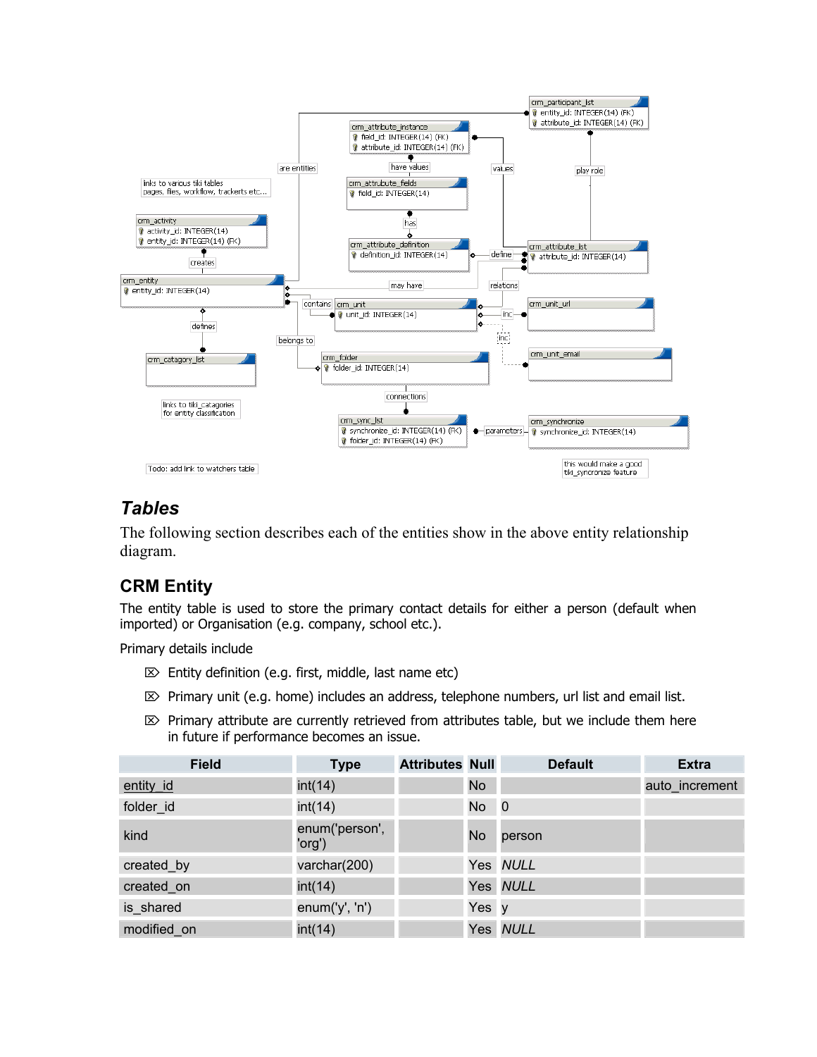## Tables

The following section describes each of the entities show in the above entity relationship diagram.

### CRM Entity

The entity table is used to store the primary contact details for either a person (default when imported) or Organisation (e.g. company, school etc.).

Primary details include

- Entity definition (e.g. first, middle, last name etc)
- Primary unit (e.g. home) includes an address, telephone numbers, url list and email list.
- Primary attribute are currently retrieved from attributes table, but we include them here in future if performance becomes an issue.

| Field | Type | Attributes | Null | Default | Extra |
|---|---|---|---|---|---|
| entity_id | int(14) | | No | | auto_increment |
| folder_id | int(14) | | No | 0 | |
| kind | enum('person', 'org') | | No | person | |
| created_by | varchar(200) | | Yes | *NULL* | |
| created_on | int(14) | | Yes | *NULL* | |
| is_shared | enum('y', 'n') | | Yes | y | |
| modified_on | int(14) | | Yes | *NULL* | |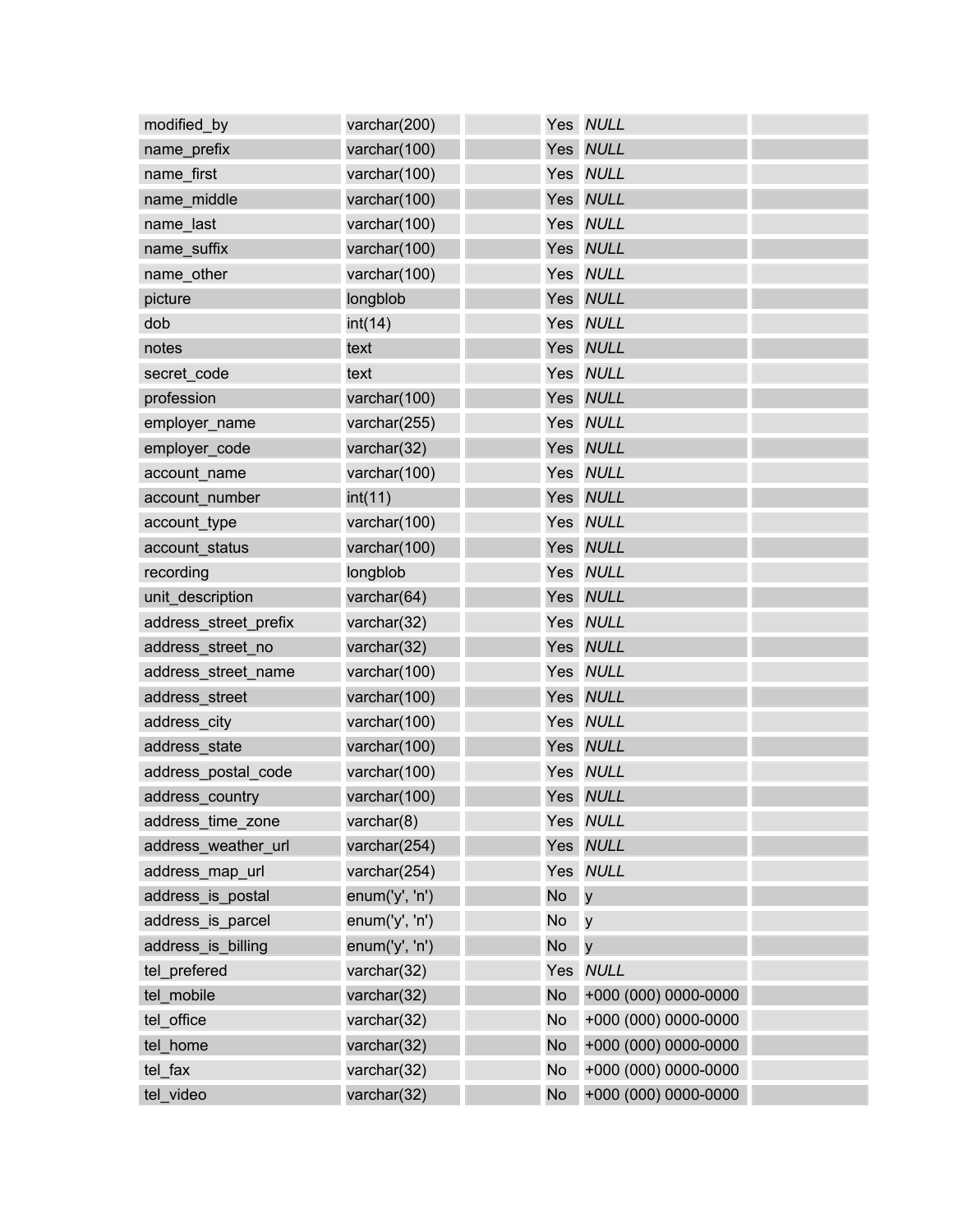| | | | | | |
|---|---|---|---|---|---|
| modified_by | varchar(200) | | Yes | *NULL* | |
| name_prefix | varchar(100) | | Yes | *NULL* | |
| name_first | varchar(100) | | Yes | *NULL* | |
| name_middle | varchar(100) | | Yes | *NULL* | |
| name_last | varchar(100) | | Yes | *NULL* | |
| name_suffix | varchar(100) | | Yes | *NULL* | |
| name_other | varchar(100) | | Yes | *NULL* | |
| picture | longblob | | Yes | *NULL* | |
| dob | int(14) | | Yes | *NULL* | |
| notes | text | | Yes | *NULL* | |
| secret_code | text | | Yes | *NULL* | |
| profession | varchar(100) | | Yes | *NULL* | |
| employer_name | varchar(255) | | Yes | *NULL* | |
| employer_code | varchar(32) | | Yes | *NULL* | |
| account_name | varchar(100) | | Yes | *NULL* | |
| account_number | int(11) | | Yes | *NULL* | |
| account_type | varchar(100) | | Yes | *NULL* | |
| account_status | varchar(100) | | Yes | *NULL* | |
| recording | longblob | | Yes | *NULL* | |
| unit_description | varchar(64) | | Yes | *NULL* | |
| address_street_prefix | varchar(32) | | Yes | *NULL* | |
| address_street_no | varchar(32) | | Yes | *NULL* | |
| address_street_name | varchar(100) | | Yes | *NULL* | |
| address_street | varchar(100) | | Yes | *NULL* | |
| address_city | varchar(100) | | Yes | *NULL* | |
| address_state | varchar(100) | | Yes | *NULL* | |
| address_postal_code | varchar(100) | | Yes | *NULL* | |
| address_country | varchar(100) | | Yes | *NULL* | |
| address_time_zone | varchar(8) | | Yes | *NULL* | |
| address_weather_url | varchar(254) | | Yes | *NULL* | |
| address_map_url | varchar(254) | | Yes | *NULL* | |
| address_is_postal | enum('y', 'n') | | No | y | |
| address_is_parcel | enum('y', 'n') | | No | y | |
| address_is_billing | enum('y', 'n') | | No | y | |
| tel_prefered | varchar(32) | | Yes | *NULL* | |
| tel_mobile | varchar(32) | | No | +000 (000) 0000-0000 | |
| tel_office | varchar(32) | | No | +000 (000) 0000-0000 | |
| tel_home | varchar(32) | | No | +000 (000) 0000-0000 | |
| tel_fax | varchar(32) | | No | +000 (000) 0000-0000 | |
| tel_video | varchar(32) | | No | +000 (000) 0000-0000 | |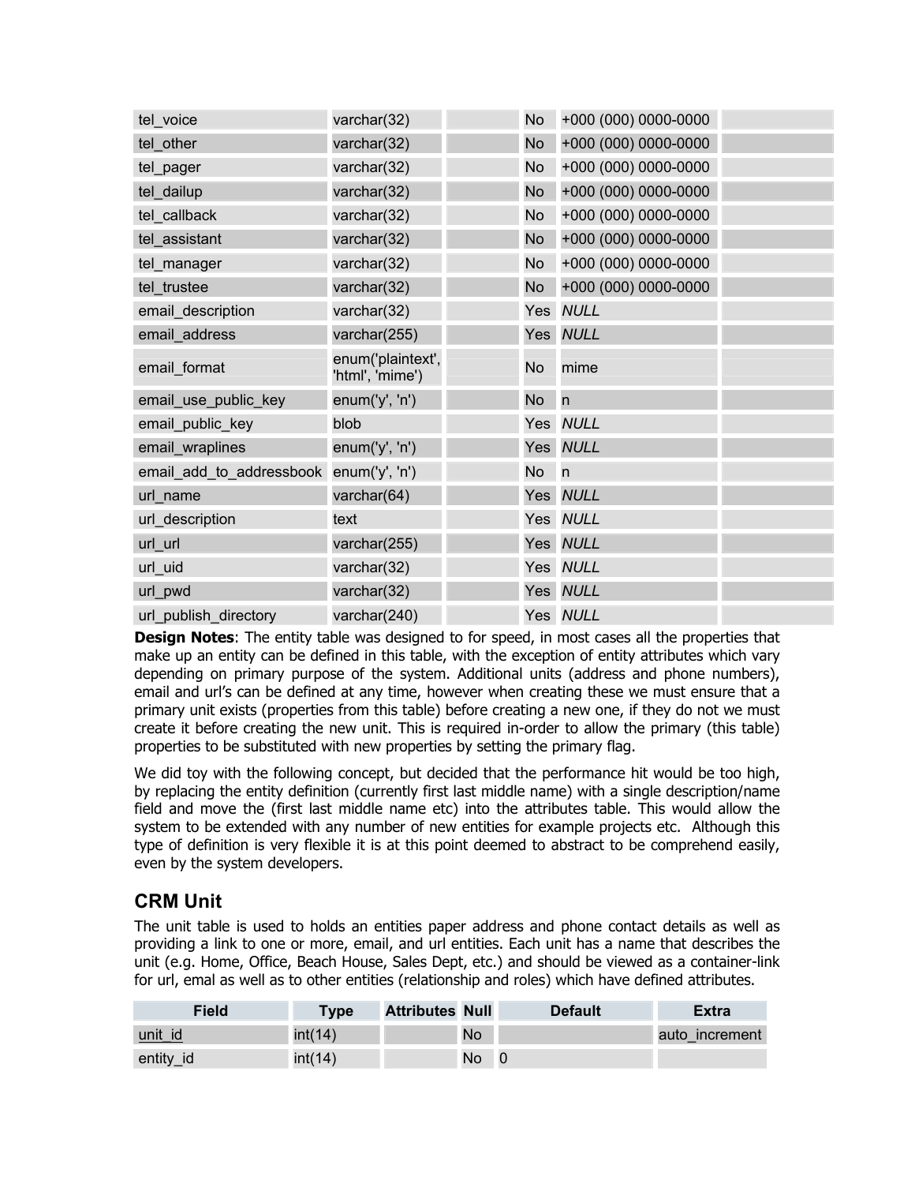| | | | | | |
|---|---|---|---|---|---|
| tel_voice | varchar(32) | | No | +000 (000) 0000-0000 | |
| tel_other | varchar(32) | | No | +000 (000) 0000-0000 | |
| tel_pager | varchar(32) | | No | +000 (000) 0000-0000 | |
| tel_dailup | varchar(32) | | No | +000 (000) 0000-0000 | |
| tel_callback | varchar(32) | | No | +000 (000) 0000-0000 | |
| tel_assistant | varchar(32) | | No | +000 (000) 0000-0000 | |
| tel_manager | varchar(32) | | No | +000 (000) 0000-0000 | |
| tel_trustee | varchar(32) | | No | +000 (000) 0000-0000 | |
| email_description | varchar(32) | | Yes | *NULL* | |
| email_address | varchar(255) | | Yes | *NULL* | |
| email_format | enum('plaintext', 'html', 'mime') | | No | mime | |
| email_use_public_key | enum('y', 'n') | | No | n | |
| email_public_key | blob | | Yes | *NULL* | |
| email_wraplines | enum('y', 'n') | | Yes | *NULL* | |
| email_add_to_addressbook | enum('y', 'n') | | No | n | |
| url_name | varchar(64) | | Yes | *NULL* | |
| url_description | text | | Yes | *NULL* | |
| url_url | varchar(255) | | Yes | *NULL* | |
| url_uid | varchar(32) | | Yes | *NULL* | |
| url_pwd | varchar(32) | | Yes | *NULL* | |
| url_publish_directory | varchar(240) | | Yes | *NULL* | |

**Design Notes**: The entity table was designed to for speed, in most cases all the properties that make up an entity can be defined in this table, with the exception of entity attributes which vary depending on primary purpose of the system. Additional units (address and phone numbers), email and url's can be defined at any time, however when creating these we must ensure that a primary unit exists (properties from this table) before creating a new one, if they do not we must create it before creating the new unit. This is required in-order to allow the primary (this table) properties to be substituted with new properties by setting the primary flag.

We did toy with the following concept, but decided that the performance hit would be too high, by replacing the entity definition (currently first last middle name) with a single description/name field and move the (first last middle name etc) into the attributes table. This would allow the system to be extended with any number of new entities for example projects etc. Although this type of definition is very flexible it is at this point deemed to abstract to be comprehend easily, even by the system developers.

## CRM Unit

The unit table is used to holds an entities paper address and phone contact details as well as providing a link to one or more, email, and url entities. Each unit has a name that describes the unit (e.g. Home, Office, Beach House, Sales Dept, etc.) and should be viewed as a container-link for url, emal as well as to other entities (relationship and roles) which have defined attributes.

| Field | Type | Attributes | Null | Default | Extra |
|---|---|---|---|---|---|
| unit_id | int(14) | | No | | auto_increment |
| entity_id | int(14) | | No | 0 | |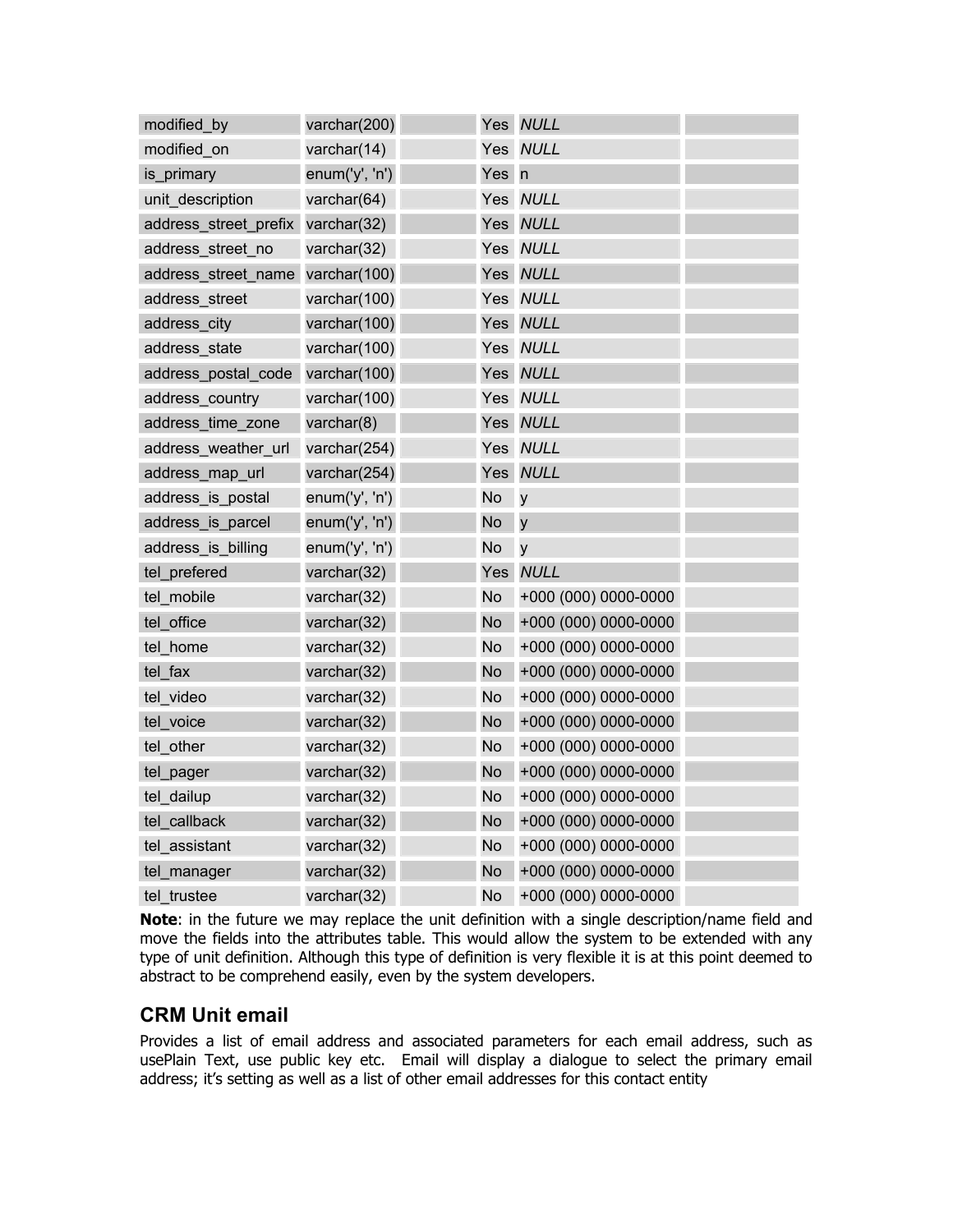| | | | | | |
|---|---|---|---|---|---|
| modified_by | varchar(200) | | Yes | *NULL* | |
| modified_on | varchar(14) | | Yes | *NULL* | |
| is_primary | enum('y', 'n') | | Yes | n | |
| unit_description | varchar(64) | | Yes | *NULL* | |
| address_street_prefix | varchar(32) | | Yes | *NULL* | |
| address_street_no | varchar(32) | | Yes | *NULL* | |
| address_street_name | varchar(100) | | Yes | *NULL* | |
| address_street | varchar(100) | | Yes | *NULL* | |
| address_city | varchar(100) | | Yes | *NULL* | |
| address_state | varchar(100) | | Yes | *NULL* | |
| address_postal_code | varchar(100) | | Yes | *NULL* | |
| address_country | varchar(100) | | Yes | *NULL* | |
| address_time_zone | varchar(8) | | Yes | *NULL* | |
| address_weather_url | varchar(254) | | Yes | *NULL* | |
| address_map_url | varchar(254) | | Yes | *NULL* | |
| address_is_postal | enum('y', 'n') | | No | y | |
| address_is_parcel | enum('y', 'n') | | No | y | |
| address_is_billing | enum('y', 'n') | | No | y | |
| tel_prefered | varchar(32) | | Yes | *NULL* | |
| tel_mobile | varchar(32) | | No | +000 (000) 0000-0000 | |
| tel_office | varchar(32) | | No | +000 (000) 0000-0000 | |
| tel_home | varchar(32) | | No | +000 (000) 0000-0000 | |
| tel_fax | varchar(32) | | No | +000 (000) 0000-0000 | |
| tel_video | varchar(32) | | No | +000 (000) 0000-0000 | |
| tel_voice | varchar(32) | | No | +000 (000) 0000-0000 | |
| tel_other | varchar(32) | | No | +000 (000) 0000-0000 | |
| tel_pager | varchar(32) | | No | +000 (000) 0000-0000 | |
| tel_dailup | varchar(32) | | No | +000 (000) 0000-0000 | |
| tel_callback | varchar(32) | | No | +000 (000) 0000-0000 | |
| tel_assistant | varchar(32) | | No | +000 (000) 0000-0000 | |
| tel_manager | varchar(32) | | No | +000 (000) 0000-0000 | |
| tel_trustee | varchar(32) | | No | +000 (000) 0000-0000 | |

**Note**: in the future we may replace the unit definition with a single description/name field and move the fields into the attributes table. This would allow the system to be extended with any type of unit definition. Although this type of definition is very flexible it is at this point deemed to abstract to be comprehend easily, even by the system developers.

## CRM Unit email

Provides a list of email address and associated parameters for each email address, such as usePlain Text, use public key etc. Email will display a dialogue to select the primary email address; it's setting as well as a list of other email addresses for this contact entity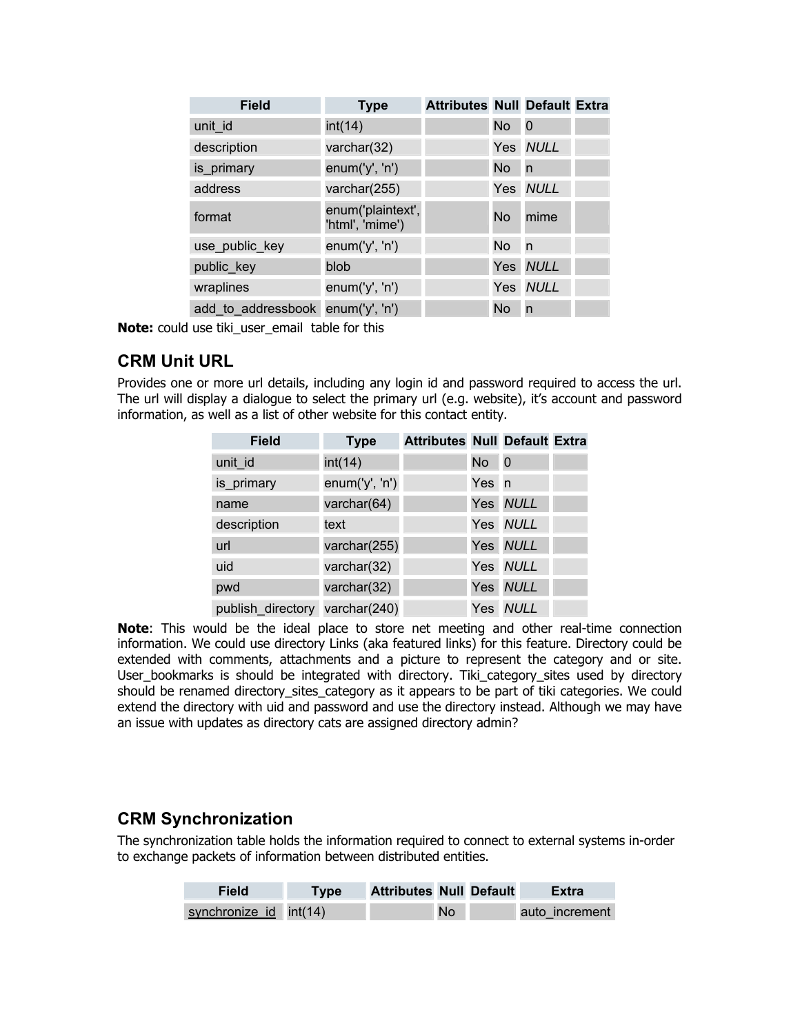| Field | Type | Attributes | Null | Default | Extra |
| --- | --- | --- | --- | --- | --- |
| unit_id | int(14) | | No | 0 | |
| description | varchar(32) | | Yes | *NULL* | |
| is_primary | enum('y', 'n') | | No | n | |
| address | varchar(255) | | Yes | *NULL* | |
| format | enum('plaintext', 'html', 'mime') | | No | mime | |
| use_public_key | enum('y', 'n') | | No | n | |
| public_key | blob | | Yes | *NULL* | |
| wraplines | enum('y', 'n') | | Yes | *NULL* | |
| add_to_addressbook | enum('y', 'n') | | No | n | |

**Note:** could use tiki_user_email table for this

## CRM Unit URL

Provides one or more url details, including any login id and password required to access the url. The url will display a dialogue to select the primary url (e.g. website), it's account and password information, as well as a list of other website for this contact entity.

| Field | Type | Attributes | Null | Default | Extra |
| --- | --- | --- | --- | --- | --- |
| unit_id | int(14) | | No | 0 | |
| is_primary | enum('y', 'n') | | Yes | n | |
| name | varchar(64) | | Yes | *NULL* | |
| description | text | | Yes | *NULL* | |
| url | varchar(255) | | Yes | *NULL* | |
| uid | varchar(32) | | Yes | *NULL* | |
| pwd | varchar(32) | | Yes | *NULL* | |
| publish_directory | varchar(240) | | Yes | *NULL* | |

**Note**: This would be the ideal place to store net meeting and other real-time connection information. We could use directory Links (aka featured links) for this feature. Directory could be extended with comments, attachments and a picture to represent the category and or site. User_bookmarks is should be integrated with directory. Tiki_category_sites used by directory should be renamed directory_sites_category as it appears to be part of tiki categories. We could extend the directory with uid and password and use the directory instead. Although we may have an issue with updates as directory cats are assigned directory admin?

## CRM Synchronization

The synchronization table holds the information required to connect to external systems in-order to exchange packets of information between distributed entities.

| Field | Type | Attributes | Null | Default | Extra |
| --- | --- | --- | --- | --- | --- |
| synchronize_id | int(14) | | No | | auto_increment |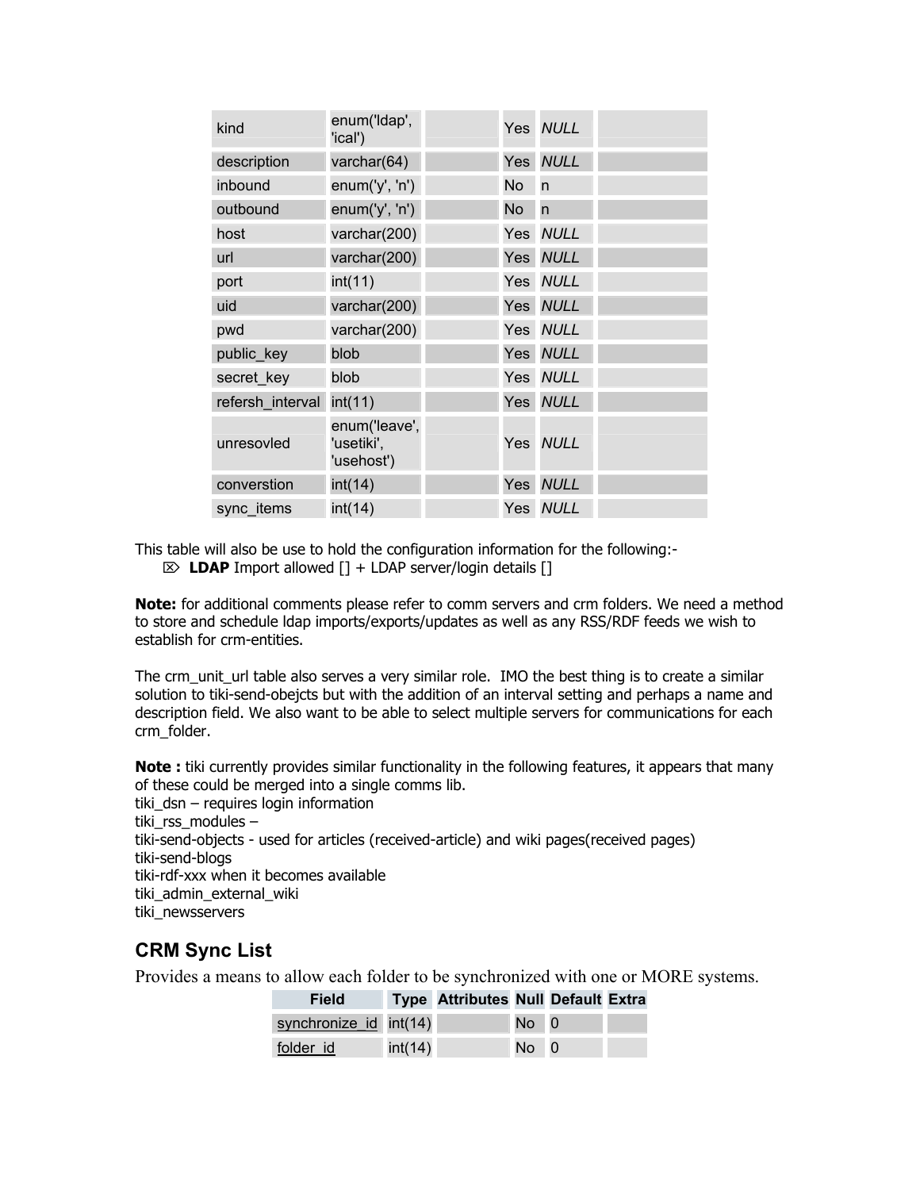| | | | | | |
|---|---|---|---|---|---|
| kind | enum('ldap', 'ical') | | Yes | *NULL* | |
| description | varchar(64) | | Yes | *NULL* | |
| inbound | enum('y', 'n') | | No | n | |
| outbound | enum('y', 'n') | | No | n | |
| host | varchar(200) | | Yes | *NULL* | |
| url | varchar(200) | | Yes | *NULL* | |
| port | int(11) | | Yes | *NULL* | |
| uid | varchar(200) | | Yes | *NULL* | |
| pwd | varchar(200) | | Yes | *NULL* | |
| public_key | blob | | Yes | *NULL* | |
| secret_key | blob | | Yes | *NULL* | |
| refersh_interval | int(11) | | Yes | *NULL* | |
| unresovled | enum('leave', 'usetiki', 'usehost') | | Yes | *NULL* | |
| converstion | int(14) | | Yes | *NULL* | |
| sync_items | int(14) | | Yes | *NULL* | |

This table will also be use to hold the configuration information for the following:-

- **LDAP** Import allowed [] + LDAP server/login details []

**Note:** for additional comments please refer to comm servers and crm folders. We need a method to store and schedule ldap imports/exports/updates as well as any RSS/RDF feeds we wish to establish for crm-entities.

The crm_unit_url table also serves a very similar role. IMO the best thing is to create a similar solution to tiki-send-obejcts but with the addition of an interval setting and perhaps a name and description field. We also want to be able to select multiple servers for communications for each crm_folder.

**Note :** tiki currently provides similar functionality in the following features, it appears that many of these could be merged into a single comms lib.
tiki_dsn – requires login information
tiki_rss_modules –
tiki-send-objects - used for articles (received-article) and wiki pages(received pages)
tiki-send-blogs
tiki-rdf-xxx when it becomes available
tiki_admin_external_wiki
tiki_newsservers

## CRM Sync List

Provides a means to allow each folder to be synchronized with one or MORE systems.

| Field | Type | Attributes | Null | Default | Extra |
|---|---|---|---|---|---|
| synchronize_id | int(14) | | No | 0 | |
| folder_id | int(14) | | No | 0 | |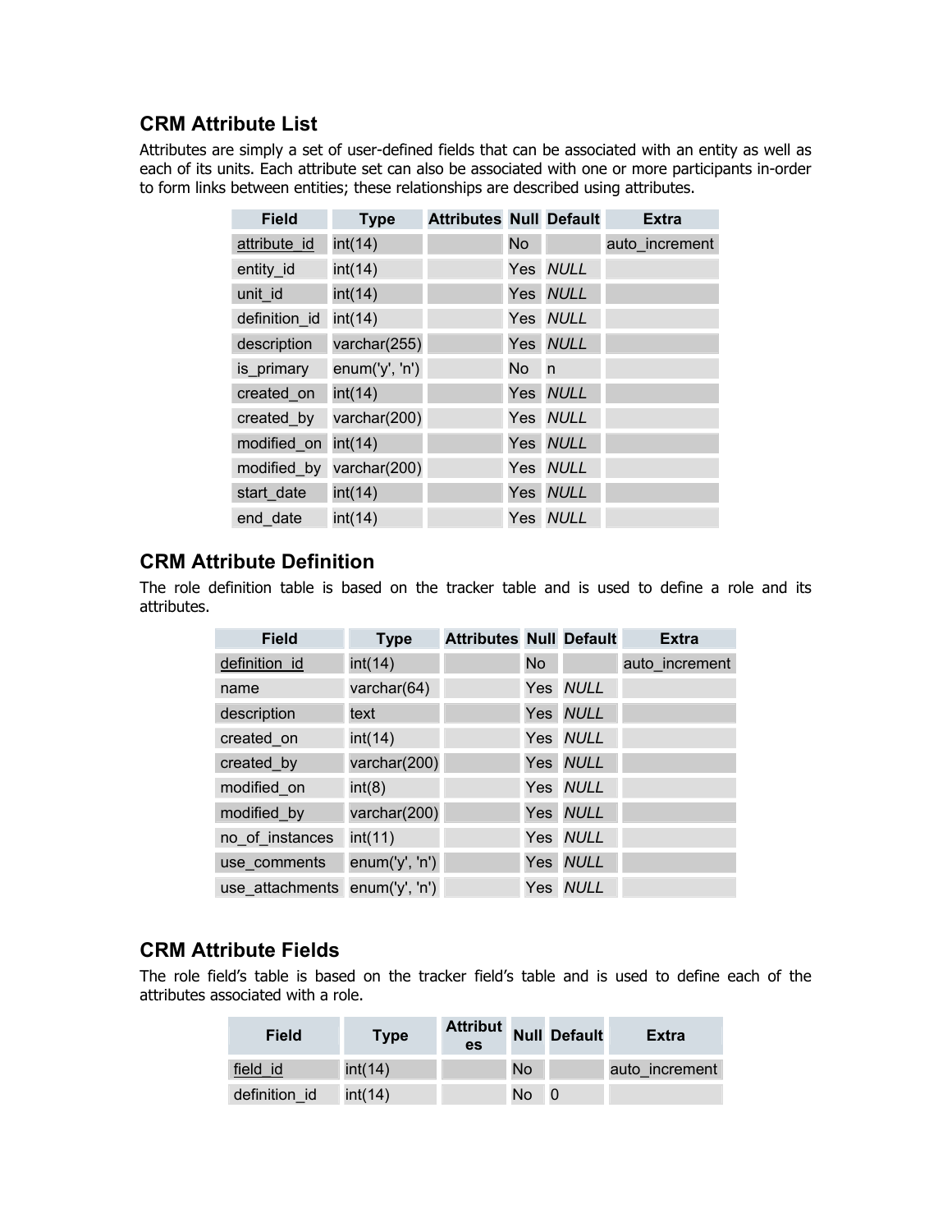## CRM Attribute List

Attributes are simply a set of user-defined fields that can be associated with an entity as well as each of its units. Each attribute set can also be associated with one or more participants in-order to form links between entities; these relationships are described using attributes.

| Field | Type | Attributes | Null | Default | Extra |
|---|---|---|---|---|---|
| attribute_id | int(14) | | No | | auto_increment |
| entity_id | int(14) | | Yes | *NULL* | |
| unit_id | int(14) | | Yes | *NULL* | |
| definition_id | int(14) | | Yes | *NULL* | |
| description | varchar(255) | | Yes | *NULL* | |
| is_primary | enum('y', 'n') | | No | n | |
| created_on | int(14) | | Yes | *NULL* | |
| created_by | varchar(200) | | Yes | *NULL* | |
| modified_on | int(14) | | Yes | *NULL* | |
| modified_by | varchar(200) | | Yes | *NULL* | |
| start_date | int(14) | | Yes | *NULL* | |
| end_date | int(14) | | Yes | *NULL* | |

## CRM Attribute Definition

The role definition table is based on the tracker table and is used to define a role and its attributes.

| Field | Type | Attributes | Null | Default | Extra |
|---|---|---|---|---|---|
| definition_id | int(14) | | No | | auto_increment |
| name | varchar(64) | | Yes | *NULL* | |
| description | text | | Yes | *NULL* | |
| created_on | int(14) | | Yes | *NULL* | |
| created_by | varchar(200) | | Yes | *NULL* | |
| modified_on | int(8) | | Yes | *NULL* | |
| modified_by | varchar(200) | | Yes | *NULL* | |
| no_of_instances | int(11) | | Yes | *NULL* | |
| use_comments | enum('y', 'n') | | Yes | *NULL* | |
| use_attachments | enum('y', 'n') | | Yes | *NULL* | |

## CRM Attribute Fields

The role field's table is based on the tracker field's table and is used to define each of the attributes associated with a role.

| Field | Type | Attributes | Null | Default | Extra |
|---|---|---|---|---|---|
| field_id | int(14) | | No | | auto_increment |
| definition_id | int(14) | | No | 0 | |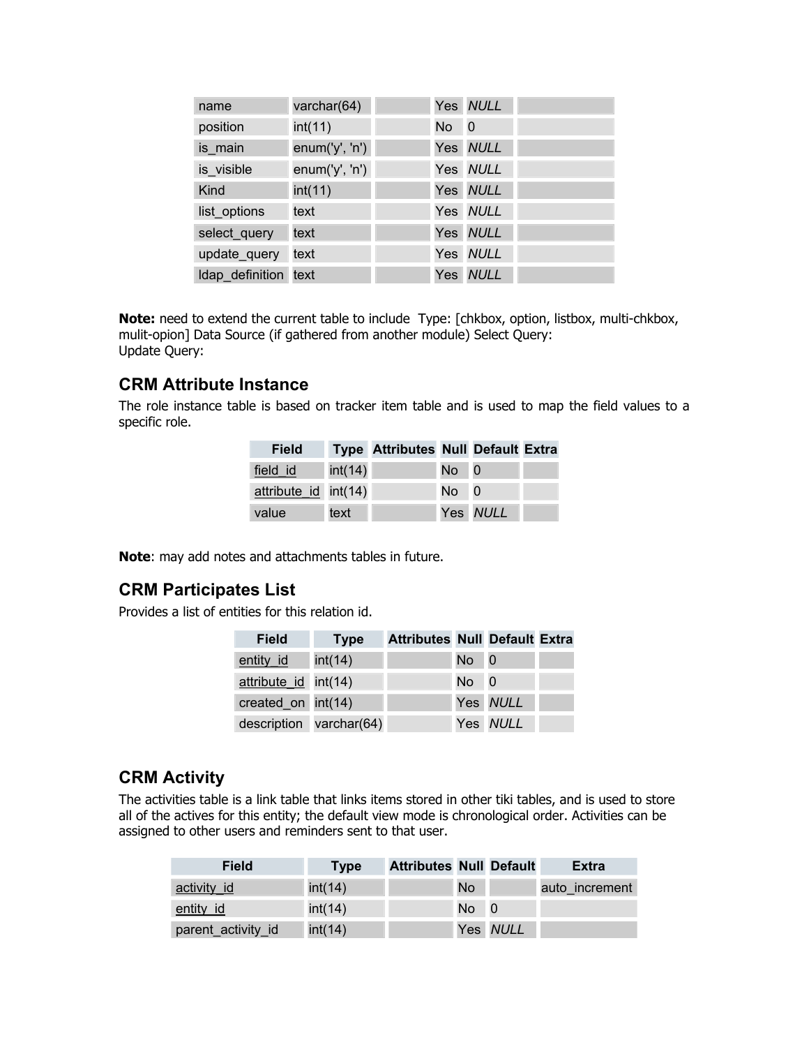| | | | | | |
|---|---|---|---|---|---|
| name | varchar(64) | | Yes | *NULL* | |
| position | int(11) | | No | 0 | |
| is_main | enum('y', 'n') | | Yes | *NULL* | |
| is_visible | enum('y', 'n') | | Yes | *NULL* | |
| Kind | int(11) | | Yes | *NULL* | |
| list_options | text | | Yes | *NULL* | |
| select_query | text | | Yes | *NULL* | |
| update_query | text | | Yes | *NULL* | |
| ldap_definition | text | | Yes | *NULL* | |

**Note:** need to extend the current table to include Type: [chkbox, option, listbox, multi-chkbox, mulit-opion] Data Source (if gathered from another module) Select Query:
Update Query:

## CRM Attribute Instance

The role instance table is based on tracker item table and is used to map the field values to a specific role.

| Field | Type | Attributes | Null | Default | Extra |
|---|---|---|---|---|---|
| field_id | int(14) | | No | 0 | |
| attribute_id | int(14) | | No | 0 | |
| value | text | | Yes | *NULL* | |

**Note**: may add notes and attachments tables in future.

## CRM Participates List

Provides a list of entities for this relation id.

| Field | Type | Attributes | Null | Default | Extra |
|---|---|---|---|---|---|
| entity_id | int(14) | | No | 0 | |
| attribute_id | int(14) | | No | 0 | |
| created_on | int(14) | | Yes | *NULL* | |
| description | varchar(64) | | Yes | *NULL* | |

## CRM Activity

The activities table is a link table that links items stored in other tiki tables, and is used to store all of the actives for this entity; the default view mode is chronological order. Activities can be assigned to other users and reminders sent to that user.

| Field | Type | Attributes | Null | Default | Extra |
|---|---|---|---|---|---|
| activity_id | int(14) | | No | | auto_increment |
| entity_id | int(14) | | No | 0 | |
| parent_activity_id | int(14) | | Yes | *NULL* | |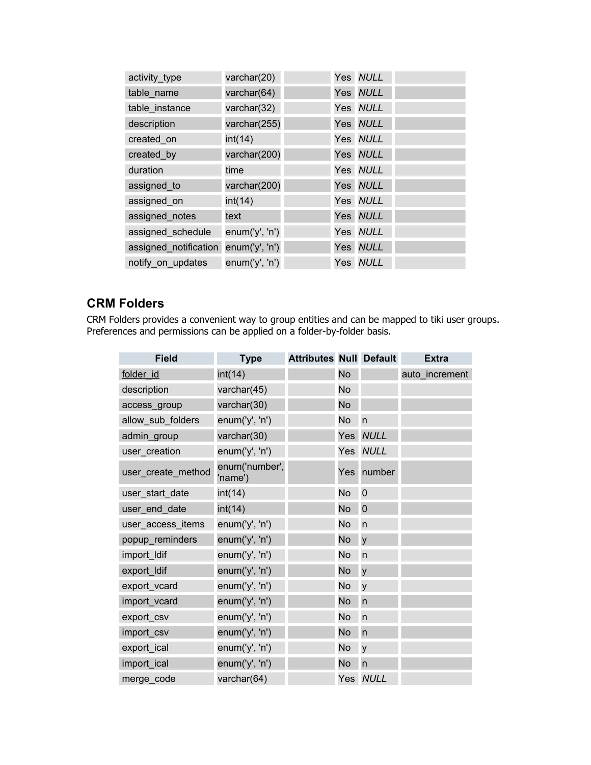| | | | | | |
|---|---|---|---|---|---|
| activity_type | varchar(20) | | Yes | *NULL* | |
| table_name | varchar(64) | | Yes | *NULL* | |
| table_instance | varchar(32) | | Yes | *NULL* | |
| description | varchar(255) | | Yes | *NULL* | |
| created_on | int(14) | | Yes | *NULL* | |
| created_by | varchar(200) | | Yes | *NULL* | |
| duration | time | | Yes | *NULL* | |
| assigned_to | varchar(200) | | Yes | *NULL* | |
| assigned_on | int(14) | | Yes | *NULL* | |
| assigned_notes | text | | Yes | *NULL* | |
| assigned_schedule | enum('y', 'n') | | Yes | *NULL* | |
| assigned_notification | enum('y', 'n') | | Yes | *NULL* | |
| notify_on_updates | enum('y', 'n') | | Yes | *NULL* | |

## CRM Folders

CRM Folders provides a convenient way to group entities and can be mapped to tiki user groups. Preferences and permissions can be applied on a folder-by-folder basis.

| Field | Type | Attributes | Null | Default | Extra |
|---|---|---|---|---|---|
| folder_id | int(14) | | No | | auto_increment |
| description | varchar(45) | | No | | |
| access_group | varchar(30) | | No | | |
| allow_sub_folders | enum('y', 'n') | | No | n | |
| admin_group | varchar(30) | | Yes | *NULL* | |
| user_creation | enum('y', 'n') | | Yes | *NULL* | |
| user_create_method | enum('number', 'name') | | Yes | number | |
| user_start_date | int(14) | | No | 0 | |
| user_end_date | int(14) | | No | 0 | |
| user_access_items | enum('y', 'n') | | No | n | |
| popup_reminders | enum('y', 'n') | | No | y | |
| import_ldif | enum('y', 'n') | | No | n | |
| export_ldif | enum('y', 'n') | | No | y | |
| export_vcard | enum('y', 'n') | | No | y | |
| import_vcard | enum('y', 'n') | | No | n | |
| export_csv | enum('y', 'n') | | No | n | |
| import_csv | enum('y', 'n') | | No | n | |
| export_ical | enum('y', 'n') | | No | y | |
| import_ical | enum('y', 'n') | | No | n | |
| merge_code | varchar(64) | | Yes | *NULL* | |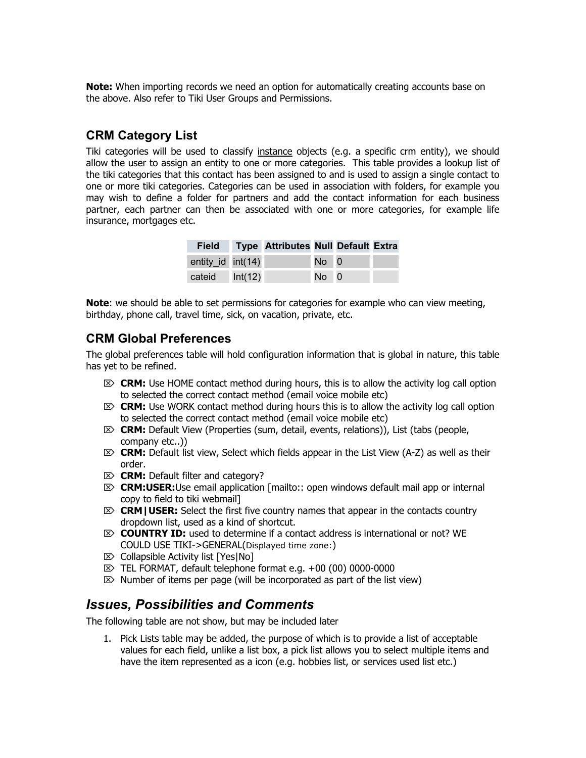**Note:** When importing records we need an option for automatically creating accounts base on the above. Also refer to Tiki User Groups and Permissions.

## CRM Category List

Tiki categories will be used to classify instance objects (e.g. a specific crm entity), we should allow the user to assign an entity to one or more categories. This table provides a lookup list of the tiki categories that this contact has been assigned to and is used to assign a single contact to one or more tiki categories. Categories can be used in association with folders, for example you may wish to define a folder for partners and add the contact information for each business partner, each partner can then be associated with one or more categories, for example life insurance, mortgages etc.

| Field | Type | Attributes | Null | Default | Extra |
| --- | --- | --- | --- | --- | --- |
| entity_id | int(14) | | No | 0 | |
| cateid | Int(12) | | No | 0 | |

**Note**: we should be able to set permissions for categories for example who can view meeting, birthday, phone call, travel time, sick, on vacation, private, etc.

## CRM Global Preferences

The global preferences table will hold configuration information that is global in nature, this table has yet to be refined.

- **CRM:** Use HOME contact method during hours, this is to allow the activity log call option to selected the correct contact method (email voice mobile etc)
- **CRM:** Use WORK contact method during hours this is to allow the activity log call option to selected the correct contact method (email voice mobile etc)
- **CRM:** Default View (Properties (sum, detail, events, relations)), List (tabs (people, company etc..))
- **CRM:** Default list view, Select which fields appear in the List View (A-Z) as well as their order.
- **CRM:** Default filter and category?
- **CRM:USER:**Use email application [mailto:: open windows default mail app or internal copy to field to tiki webmail]
- **CRM|USER:** Select the first five country names that appear in the contacts country dropdown list, used as a kind of shortcut.
- **COUNTRY ID:** used to determine if a contact address is international or not? WE COULD USE TIKI->GENERAL(Displayed time zone:)
- Collapsible Activity list [Yes|No]
- TEL FORMAT, default telephone format e.g. +00 (00) 0000-0000
- Number of items per page (will be incorporated as part of the list view)

## *Issues, Possibilities and Comments*

The following table are not show, but may be included later

1. Pick Lists table may be added, the purpose of which is to provide a list of acceptable values for each field, unlike a list box, a pick list allows you to select multiple items and have the item represented as a icon (e.g. hobbies list, or services used list etc.)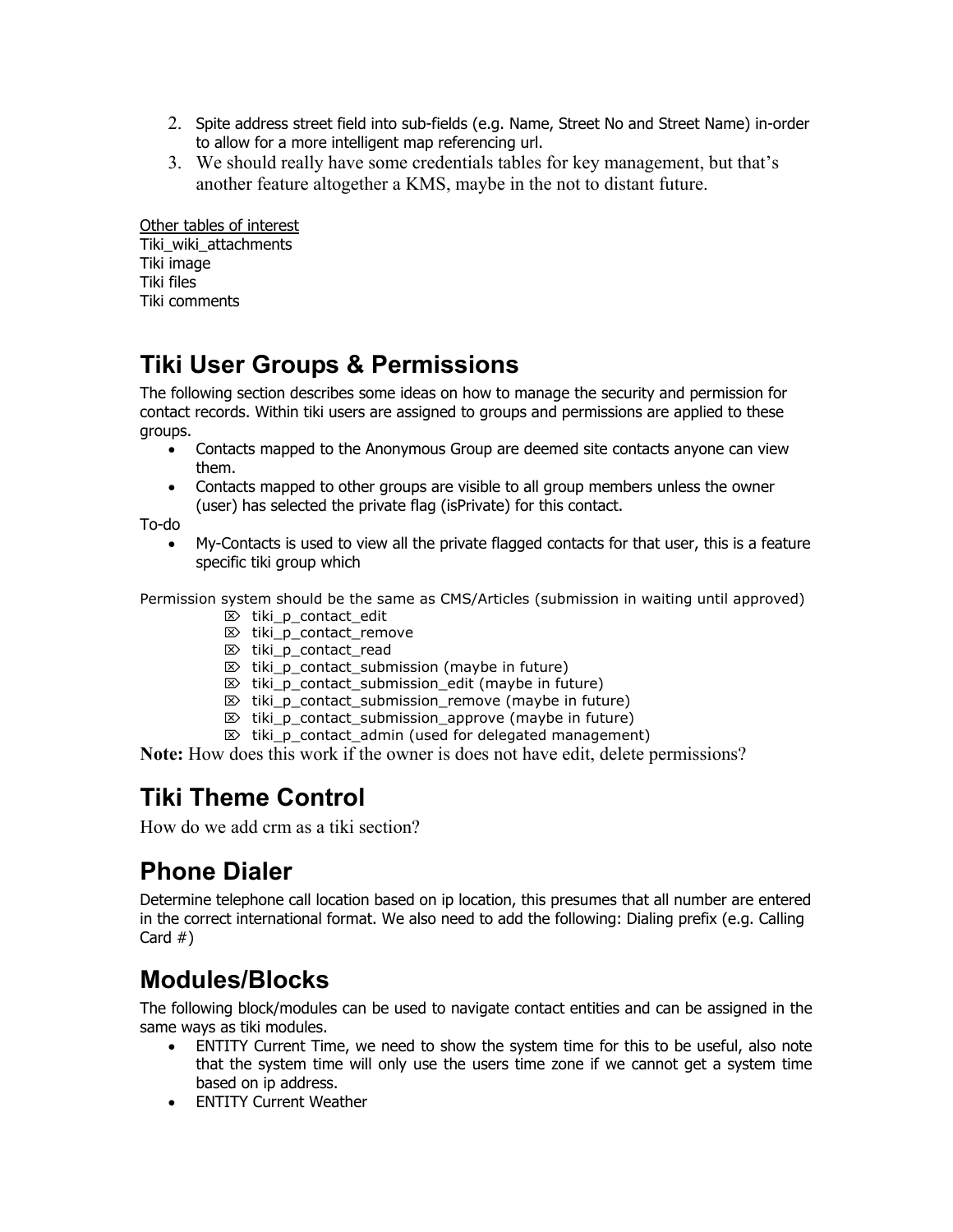2. Spite address street field into sub-fields (e.g. Name, Street No and Street Name) in-order to allow for a more intelligent map referencing url.
3. We should really have some credentials tables for key management, but that's another feature altogether a KMS, maybe in the not to distant future.

Other tables of interest
Tiki_wiki_attachments
Tiki image
Tiki files
Tiki comments

## Tiki User Groups & Permissions

The following section describes some ideas on how to manage the security and permission for contact records. Within tiki users are assigned to groups and permissions are applied to these groups.

- Contacts mapped to the Anonymous Group are deemed site contacts anyone can view them.
- Contacts mapped to other groups are visible to all group members unless the owner (user) has selected the private flag (isPrivate) for this contact.

To-do

- My-Contacts is used to view all the private flagged contacts for that user, this is a feature specific tiki group which

Permission system should be the same as CMS/Articles (submission in waiting until approved)

- tiki_p_contact_edit
- tiki_p_contact_remove
- tiki_p_contact_read
- tiki_p_contact_submission (maybe in future)
- tiki_p_contact_submission_edit (maybe in future)
- tiki_p_contact_submission_remove (maybe in future)
- tiki_p_contact_submission_approve (maybe in future)
- tiki_p_contact_admin (used for delegated management)

**Note:** How does this work if the owner is does not have edit, delete permissions?

## Tiki Theme Control

How do we add crm as a tiki section?

## Phone Dialer

Determine telephone call location based on ip location, this presumes that all number are entered in the correct international format. We also need to add the following: Dialing prefix (e.g. Calling Card #)

## Modules/Blocks

The following block/modules can be used to navigate contact entities and can be assigned in the same ways as tiki modules.

- ENTITY Current Time, we need to show the system time for this to be useful, also note that the system time will only use the users time zone if we cannot get a system time based on ip address.
- ENTITY Current Weather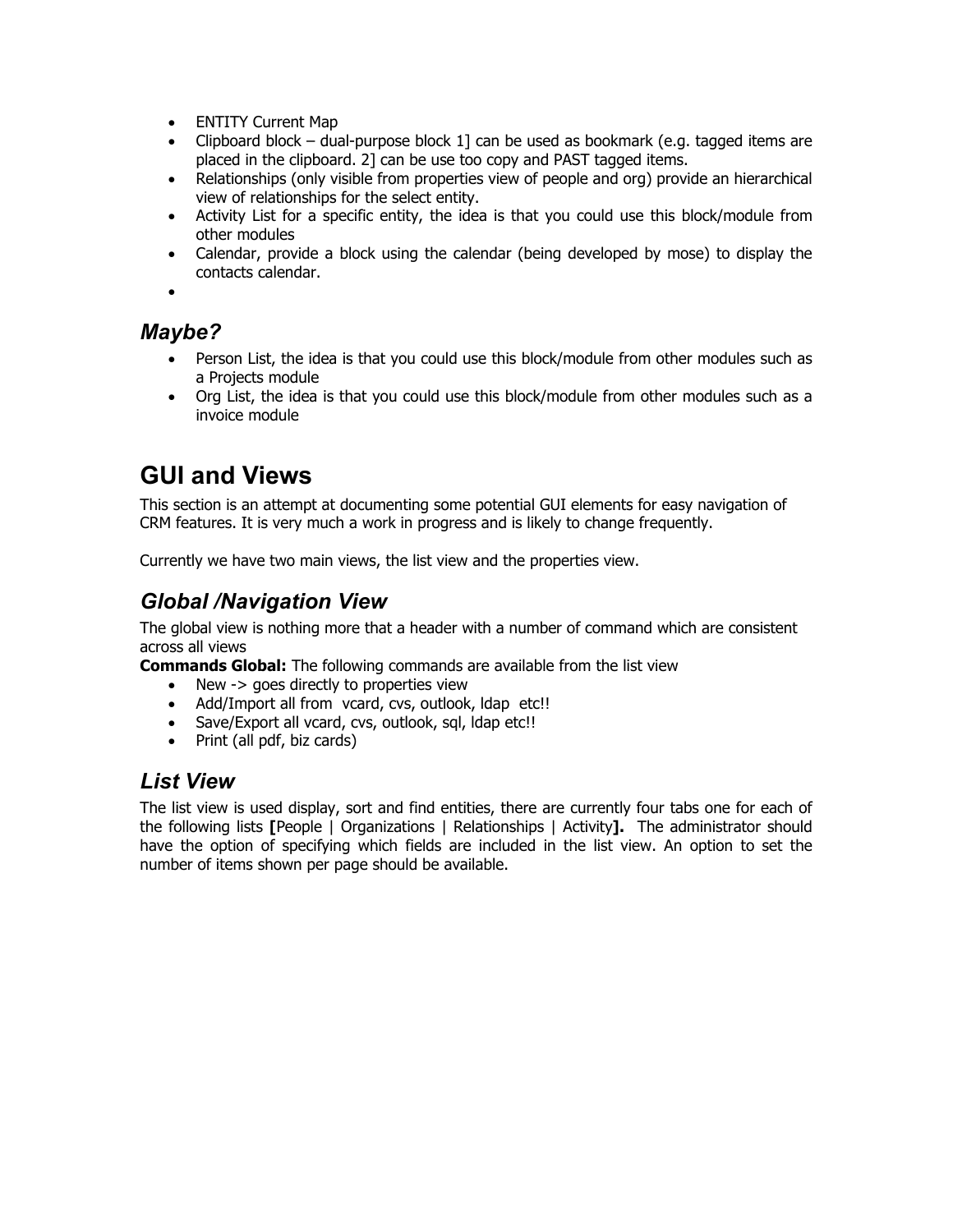- ENTITY Current Map
- Clipboard block – dual-purpose block 1] can be used as bookmark (e.g. tagged items are placed in the clipboard. 2] can be use too copy and PAST tagged items.
- Relationships (only visible from properties view of people and org) provide an hierarchical view of relationships for the select entity.
- Activity List for a specific entity, the idea is that you could use this block/module from other modules
- Calendar, provide a block using the calendar (being developed by mose) to display the contacts calendar.
- 

### *Maybe?*

- Person List, the idea is that you could use this block/module from other modules such as a Projects module
- Org List, the idea is that you could use this block/module from other modules such as a invoice module

# GUI and Views

This section is an attempt at documenting some potential GUI elements for easy navigation of CRM features. It is very much a work in progress and is likely to change frequently.

Currently we have two main views, the list view and the properties view.

## *Global /Navigation View*

The global view is nothing more that a header with a number of command which are consistent across all views

**Commands Global:** The following commands are available from the list view

- New -> goes directly to properties view
- Add/Import all from vcard, cvs, outlook, ldap etc!!
- Save/Export all vcard, cvs, outlook, sql, ldap etc!!
- Print (all pdf, biz cards)

## *List View*

The list view is used display, sort and find entities, there are currently four tabs one for each of the following lists **[**People | Organizations | Relationships | Activity**].** The administrator should have the option of specifying which fields are included in the list view. An option to set the number of items shown per page should be available.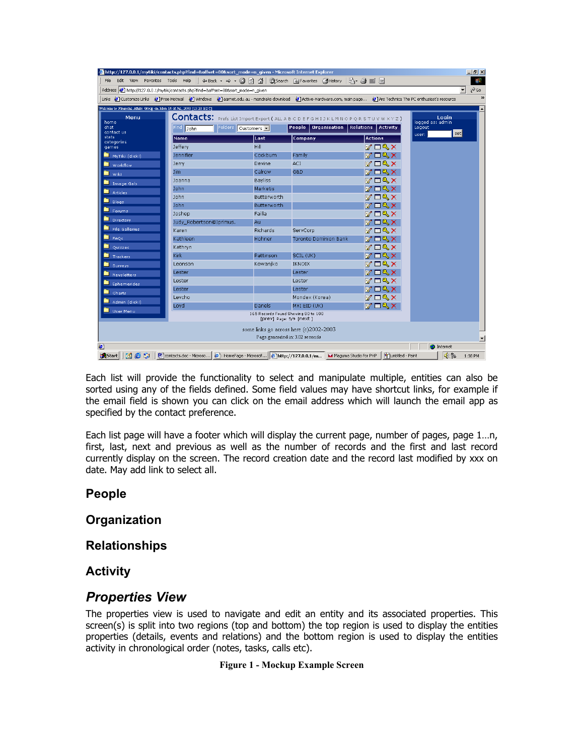Each list will provide the functionality to select and manipulate multiple, entities can also be sorted using any of the fields defined. Some field values may have shortcut links, for example if the email field is shown you can click on the email address which will launch the email app as specified by the contact preference.

Each list page will have a footer which will display the current page, number of pages, page 1…n, first, last, next and previous as well as the number of records and the first and last record currently display on the screen. The record creation date and the record last modified by xxx on date. May add link to select all.

## People

## Organization

## Relationships

## Activity

## *Properties View*

The properties view is used to navigate and edit an entity and its associated properties. This screen(s) is split into two regions (top and bottom) the top region is used to display the entities properties (details, events and relations) and the bottom region is used to display the entities activity in chronological order (notes, tasks, calls etc).

**Figure 1 - Mockup Example Screen**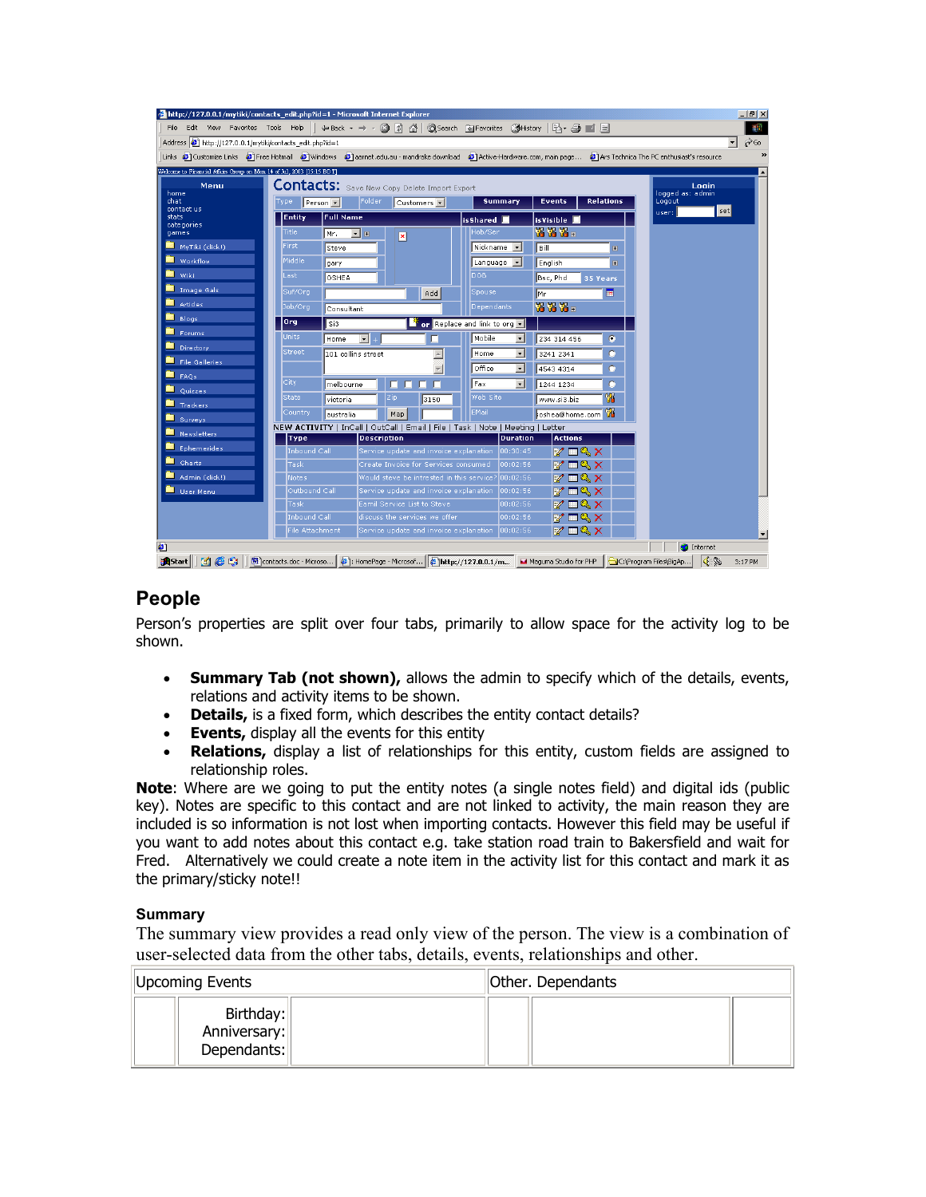## People

Person's properties are split over four tabs, primarily to allow space for the activity log to be shown.

- **Summary Tab (not shown),** allows the admin to specify which of the details, events, relations and activity items to be shown.
- **Details,** is a fixed form, which describes the entity contact details?
- **Events,** display all the events for this entity
- **Relations,** display a list of relationships for this entity, custom fields are assigned to relationship roles.

**Note**: Where are we going to put the entity notes (a single notes field) and digital ids (public key). Notes are specific to this contact and are not linked to activity, the main reason they are included is so information is not lost when importing contacts. However this field may be useful if you want to add notes about this contact e.g. take station road train to Bakersfield and wait for Fred. Alternatively we could create a note item in the activity list for this contact and mark it as the primary/sticky note!!

### Summary

The summary view provides a read only view of the person. The view is a combination of user-selected data from the other tabs, details, events, relationships and other.

| Upcoming Events | | | Other. Dependants | | |
|---|---|---|---|---|---|
| | Birthday:<br>Anniversary:<br>Dependants: | | | | |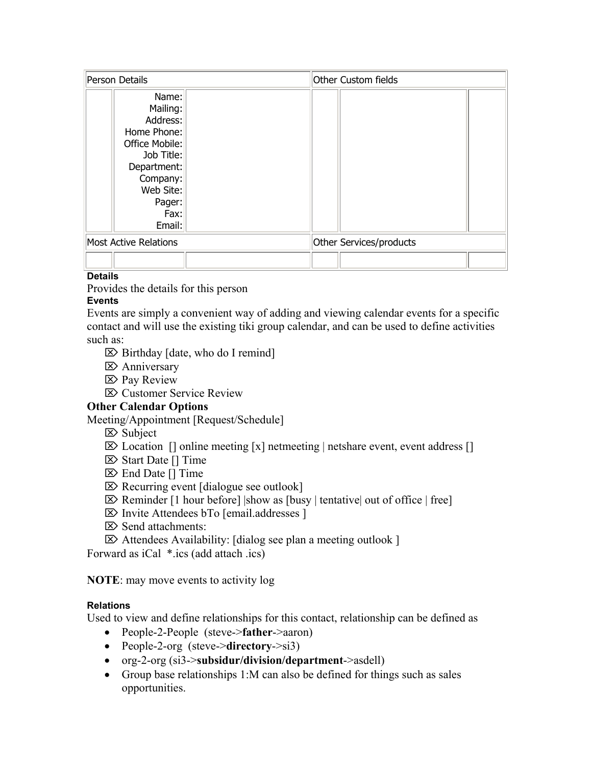| Person Details | | | Other Custom fields | | |
|---|---|---|---|---|---|
| | Name:<br>Mailing:<br>Address:<br>Home Phone:<br>Office Mobile:<br>Job Title:<br>Department:<br>Company:<br>Web Site:<br>Pager:<br>Fax:<br>Email: | | | | |
| Most Active Relations | | | Other Services/products | | |
| | | | | | |

**Details**

Provides the details for this person

**Events**

Events are simply a convenient way of adding and viewing calendar events for a specific contact and will use the existing tiki group calendar, and can be used to define activities such as:

- ⌦ Birthday [date, who do I remind]
- ⌦ Anniversary
- ⌦ Pay Review
- ⌦ Customer Service Review

**Other Calendar Options**

Meeting/Appointment [Request/Schedule]

- ⌦ Subject
- ⌦ Location [] online meeting [x] netmeeting | netshare event, event address []
- ⌦ Start Date [] Time
- ⌦ End Date [] Time
- ⌦ Recurring event [dialogue see outlook]
- ⌦ Reminder [1 hour before] |show as [busy | tentative| out of office | free]
- ⌦ Invite Attendees bTo [email.addresses ]
- ⌦ Send attachments:
- ⌦ Attendees Availability: [dialog see plan a meeting outlook ]

Forward as iCal *.ics (add attach .ics)

**NOTE**: may move events to activity log

**Relations**

Used to view and define relationships for this contact, relationship can be defined as

- People-2-People (steve->**father**->aaron)
- People-2-org (steve->**directory**->si3)
- org-2-org (si3->**subsidur/division/department**->asdell)
- Group base relationships 1:M can also be defined for things such as sales opportunities.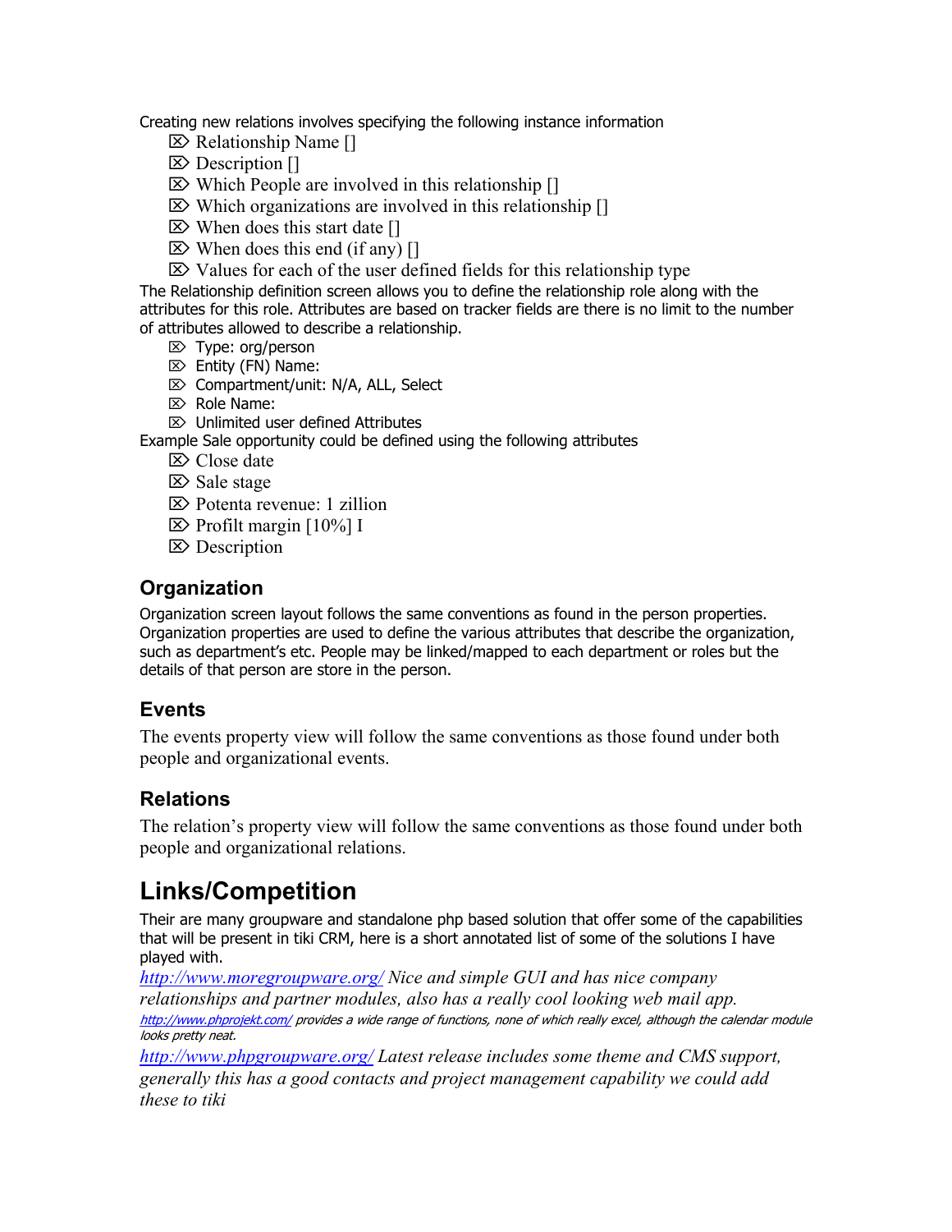Creating new relations involves specifying the following instance information

- Relationship Name []
- Description []
- Which People are involved in this relationship []
- Which organizations are involved in this relationship []
- When does this start date []
- When does this end (if any) []
- Values for each of the user defined fields for this relationship type

The Relationship definition screen allows you to define the relationship role along with the attributes for this role. Attributes are based on tracker fields are there is no limit to the number of attributes allowed to describe a relationship.

- Type: org/person
- Entity (FN) Name:
- Compartment/unit: N/A, ALL, Select
- Role Name:
- Unlimited user defined Attributes

Example Sale opportunity could be defined using the following attributes

- Close date
- Sale stage
- Potenta revenue: 1 zillion
- Profilt margin [10%] I
- Description

## Organization

Organization screen layout follows the same conventions as found in the person properties. Organization properties are used to define the various attributes that describe the organization, such as department's etc. People may be linked/mapped to each department or roles but the details of that person are store in the person.

## Events

The events property view will follow the same conventions as those found under both people and organizational events.

## Relations

The relation's property view will follow the same conventions as those found under both people and organizational relations.

# Links/Competition

Their are many groupware and standalone php based solution that offer some of the capabilities that will be present in tiki CRM, here is a short annotated list of some of the solutions I have played with.

*[http://www.moregroupware.org/](http://www.moregroupware.org/) Nice and simple GUI and has nice company relationships and partner modules, also has a really cool looking web mail app.*

*[http://www.phprojekt.com/](http://www.phprojekt.com/) provides a wide range of functions, none of which really excel, although the calendar module looks pretty neat.*

*[http://www.phpgroupware.org/](http://www.phpgroupware.org/) Latest release includes some theme and CMS support, generally this has a good contacts and project management capability we could add these to tiki*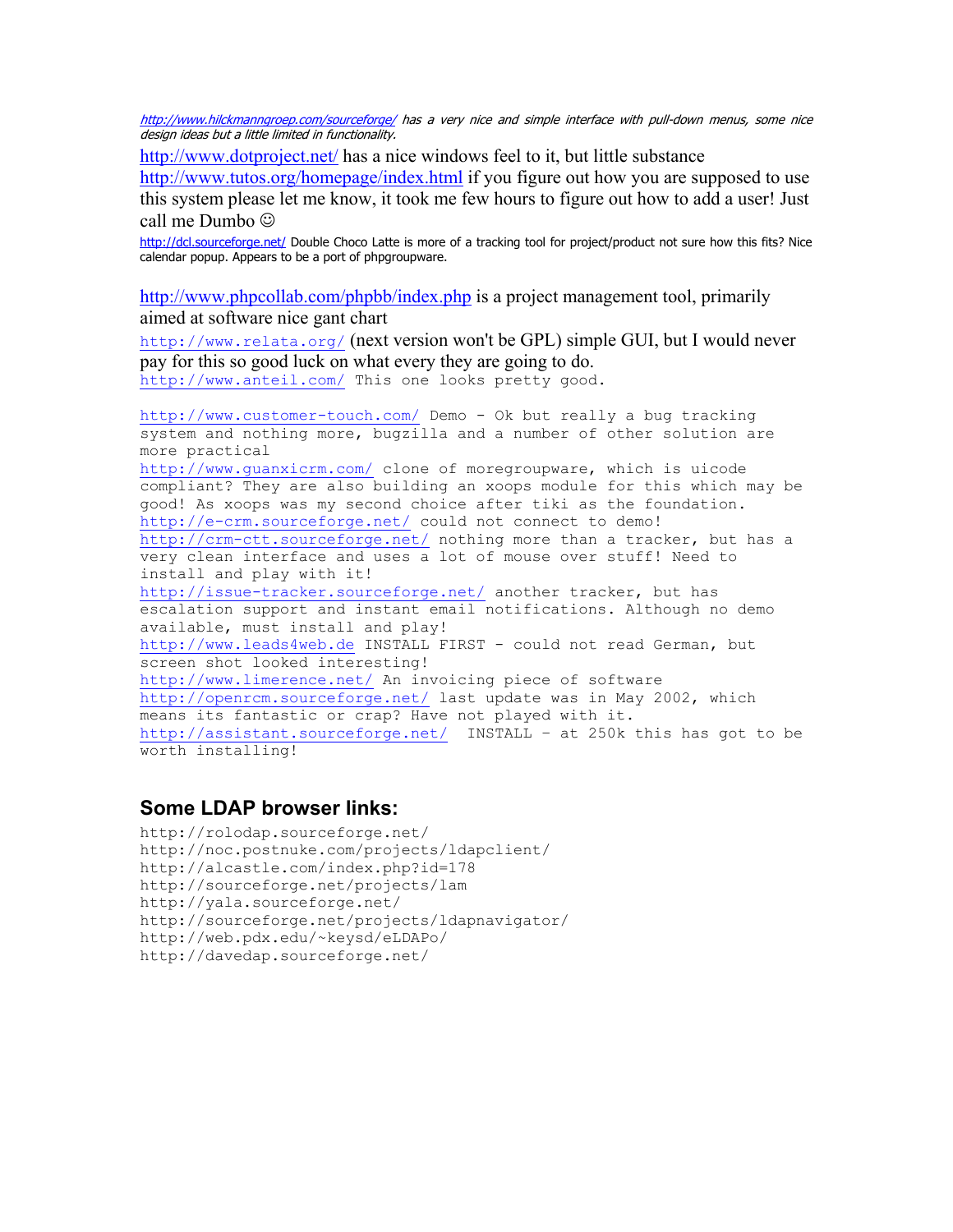*http://www.hilckmanngroep.com/sourceforge/ has a very nice and simple interface with pull-down menus, some nice design ideas but a little limited in functionality.*

http://www.dotproject.net/ has a nice windows feel to it, but little substance

http://www.tutos.org/homepage/index.html if you figure out how you are supposed to use this system please let me know, it took me few hours to figure out how to add a user! Just call me Dumbo ☺

http://dcl.sourceforge.net/ Double Choco Latte is more of a tracking tool for project/product not sure how this fits? Nice calendar popup. Appears to be a port of phpgroupware.

http://www.phpcollab.com/phpbb/index.php is a project management tool, primarily aimed at software nice gant chart

http://www.relata.org/ (next version won't be GPL) simple GUI, but I would never pay for this so good luck on what every they are going to do.

http://www.anteil.com/ This one looks pretty good.

http://www.customer-touch.com/ Demo - Ok but really a bug tracking system and nothing more, bugzilla and a number of other solution are more practical

http://www.guanxicrm.com/ clone of moregroupware, which is uicode compliant? They are also building an xoops module for this which may be good! As xoops was my second choice after tiki as the foundation.

http://e-crm.sourceforge.net/ could not connect to demo!

http://crm-ctt.sourceforge.net/ nothing more than a tracker, but has a very clean interface and uses a lot of mouse over stuff! Need to install and play with it!

http://issue-tracker.sourceforge.net/ another tracker, but has escalation support and instant email notifications. Although no demo available, must install and play!

http://www.leads4web.de INSTALL FIRST - could not read German, but screen shot looked interesting!

http://www.limerence.net/ An invoicing piece of software

http://openrcm.sourceforge.net/ last update was in May 2002, which means its fantastic or crap? Have not played with it.

http://assistant.sourceforge.net/ INSTALL – at 250k this has got to be worth installing!

## Some LDAP browser links:

http://rolodap.sourceforge.net/
http://noc.postnuke.com/projects/ldapclient/
http://alcastle.com/index.php?id=178
http://sourceforge.net/projects/lam
http://yala.sourceforge.net/
http://sourceforge.net/projects/ldapnavigator/
http://web.pdx.edu/~keysd/eLDAPo/
http://davedap.sourceforge.net/